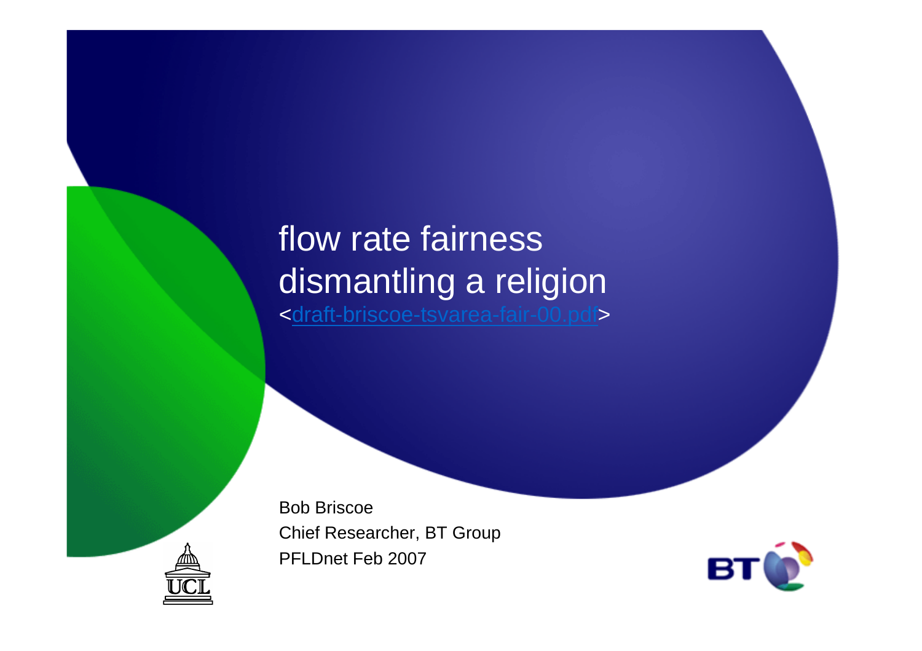# flow rate fairness
# dismantling a religion

<draft-briscoe-tsvarea-fair-00.pdf>

Bob Briscoe
Chief Researcher, BT Group
PFLDnet Feb 2007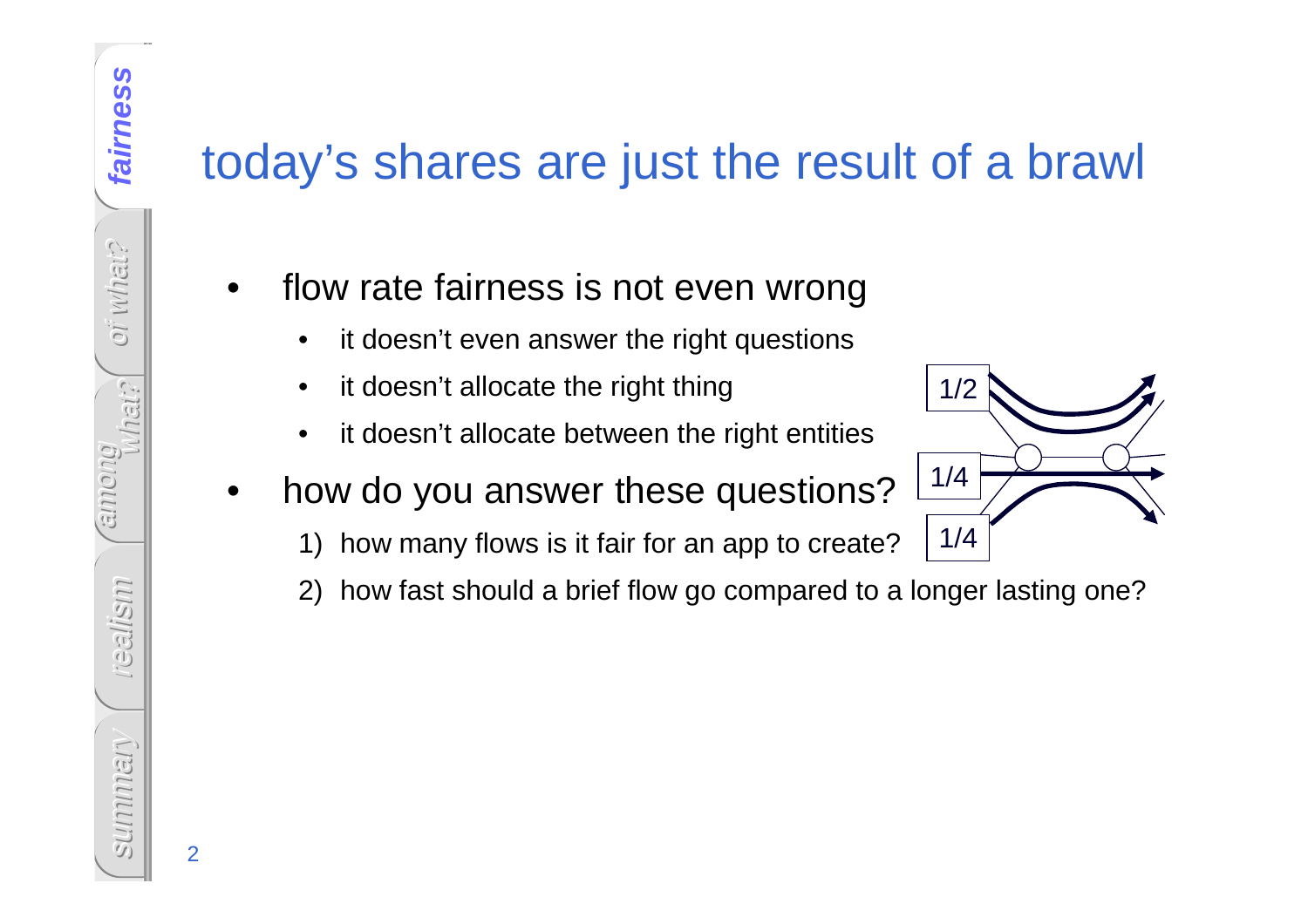# today's shares are just the result of a brawl

- flow rate fairness is not even wrong
  - it doesn't even answer the right questions
  - it doesn't allocate the right thing
  - it doesn't allocate between the right entities
- how do you answer these questions?
  1) how many flows is it fair for an app to create?
  2) how fast should a brief flow go compared to a longer lasting one?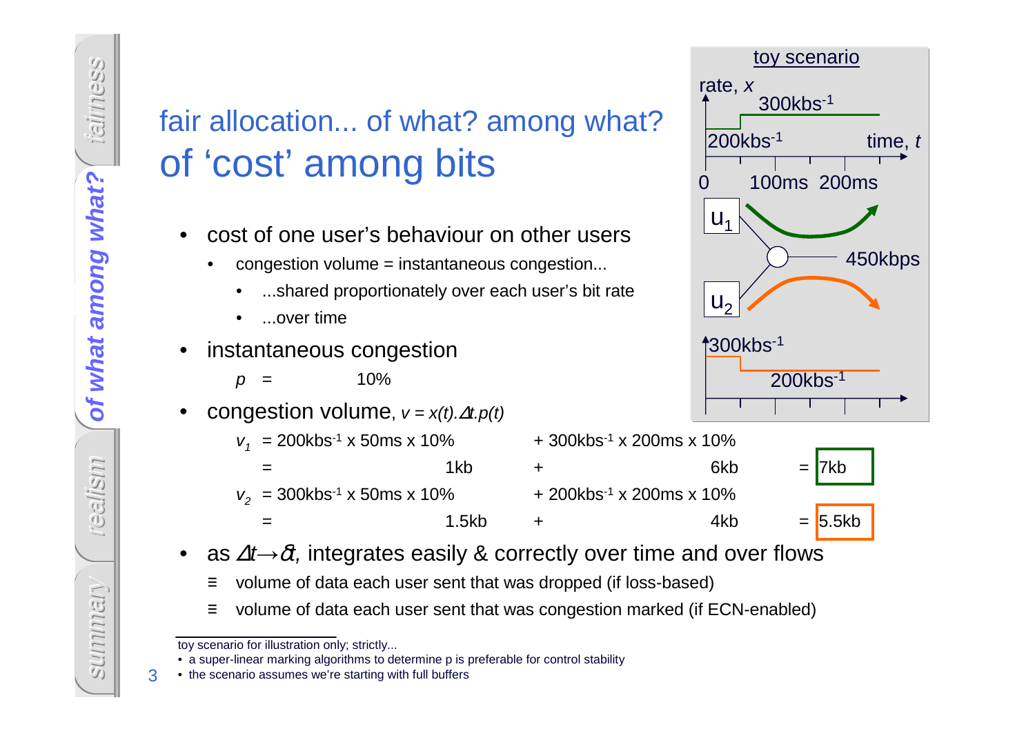# fair allocation... of what? among what?

## of 'cost' among bits

- cost of one user's behaviour on other users
  - congestion volume = instantaneous congestion...
    - ...shared proportionately over each user's bit rate
    - ...over time
- instantaneous congestion

  $p = 10\%$
- congestion volume, $v = x(t).\Delta t.p(t)$

  $v_1 = 200\text{kbs}^{-1} \times 50\text{ms} \times 10\% + 300\text{kbs}^{-1} \times 200\text{ms} \times 10\%$

  $= 1\text{kb} + 6\text{kb} = 7\text{kb}$

  $v_2 = 300\text{kbs}^{-1} \times 50\text{ms} \times 10\% + 200\text{kbs}^{-1} \times 200\text{ms} \times 10\%$

  $= 1.5\text{kb} + 4\text{kb} = 5.5\text{kb}$
- as $\Delta t \rightarrow \delta t$, integrates easily & correctly over time and over flows
  - ≡ volume of data each user sent that was dropped (if loss-based)
  - ≡ volume of data each user sent that was congestion marked (if ECN-enabled)

toy scenario

rate, $x$ — 300kbs[-1] — 200kbs[-1] — time, $t$ — 0 — 100ms — 200ms

$u_1$ — $u_2$ — 450kbps

300kbs[-1] — 200kbs[-1]

---

toy scenario for illustration only; strictly...

- a super-linear marking algorithms to determine p is preferable for control stability
- the scenario assumes we're starting with full buffers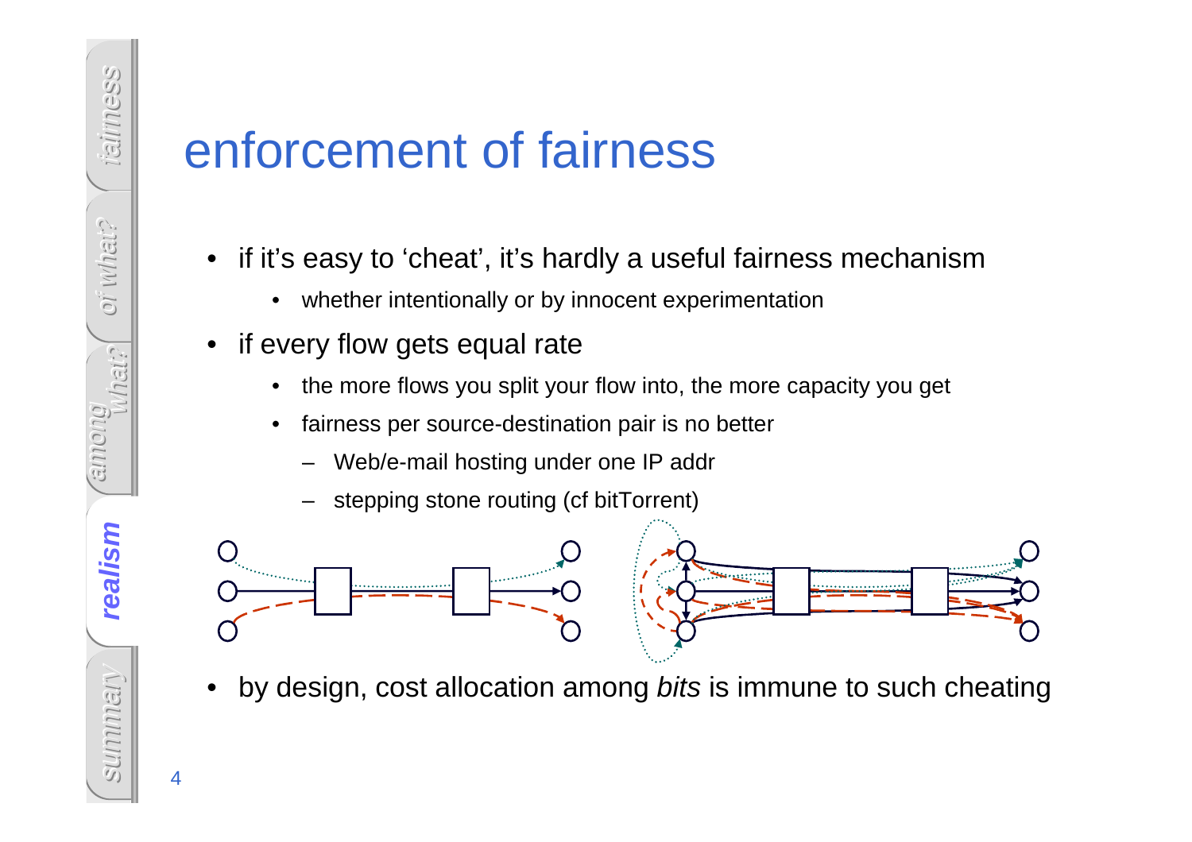# enforcement of fairness

- if it's easy to 'cheat', it's hardly a useful fairness mechanism
  - whether intentionally or by innocent experimentation
- if every flow gets equal rate
  - the more flows you split your flow into, the more capacity you get
  - fairness per source-destination pair is no better
    - Web/e-mail hosting under one IP addr
    - stepping stone routing (cf bitTorrent)
- by design, cost allocation among *bits* is immune to such cheating